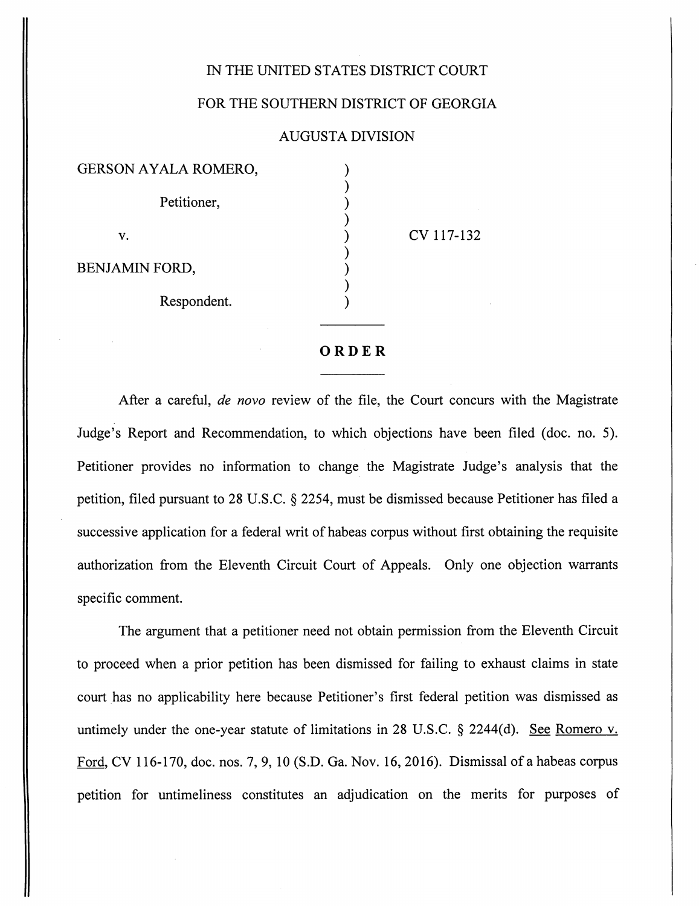IN THE UNITED STATES DISTRICT COURT

FOR THE SOUTHERN DISTRICT OF GEORGIA

AUGUSTA DIVISION

| | | |
|---|---|---|
| GERSON AYALA ROMERO,<br><br>Petitioner,<br><br>v.<br><br>BENJAMIN FORD,<br><br>Respondent. | ) | CV 117-132 |

# ORDER

After a careful, *de novo* review of the file, the Court concurs with the Magistrate Judge's Report and Recommendation, to which objections have been filed (doc. no. 5). Petitioner provides no information to change the Magistrate Judge's analysis that the petition, filed pursuant to 28 U.S.C. § 2254, must be dismissed because Petitioner has filed a successive application for a federal writ of habeas corpus without first obtaining the requisite authorization from the Eleventh Circuit Court of Appeals. Only one objection warrants specific comment.

The argument that a petitioner need not obtain permission from the Eleventh Circuit to proceed when a prior petition has been dismissed for failing to exhaust claims in state court has no applicability here because Petitioner's first federal petition was dismissed as untimely under the one-year statute of limitations in 28 U.S.C. § 2244(d). See Romero v. Ford, CV 116-170, doc. nos. 7, 9, 10 (S.D. Ga. Nov. 16, 2016). Dismissal of a habeas corpus petition for untimeliness constitutes an adjudication on the merits for purposes of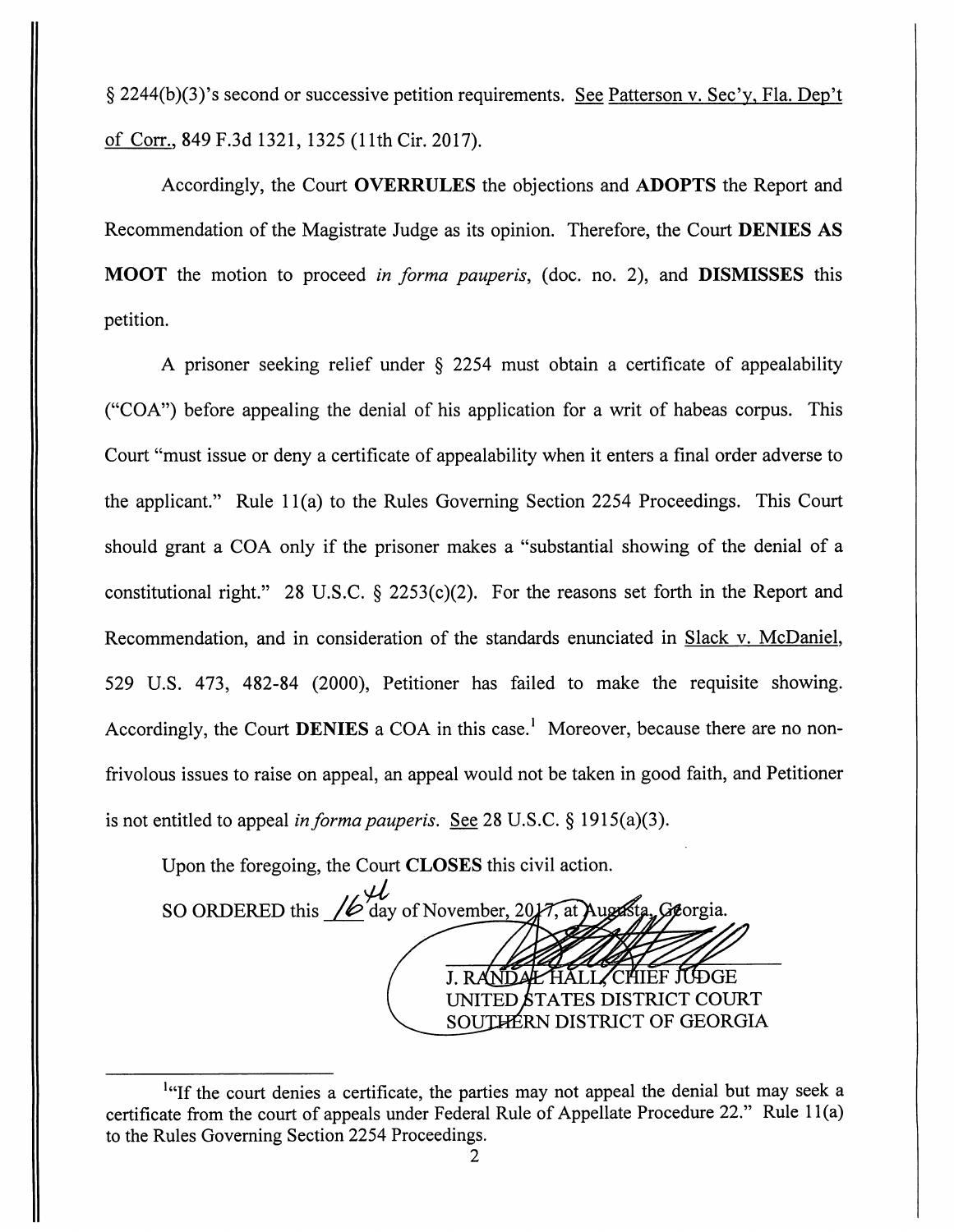§ 2244(b)(3)'s second or successive petition requirements. See Patterson v. Sec'y, Fla. Dep't of Corr., 849 F.3d 1321, 1325 (11th Cir. 2017).

Accordingly, the Court **OVERRULES** the objections and **ADOPTS** the Report and Recommendation of the Magistrate Judge as its opinion. Therefore, the Court **DENIES AS MOOT** the motion to proceed *in forma pauperis*, (doc. no. 2), and **DISMISSES** this petition.

A prisoner seeking relief under § 2254 must obtain a certificate of appealability ("COA") before appealing the denial of his application for a writ of habeas corpus. This Court "must issue or deny a certificate of appealability when it enters a final order adverse to the applicant." Rule 11(a) to the Rules Governing Section 2254 Proceedings. This Court should grant a COA only if the prisoner makes a "substantial showing of the denial of a constitutional right." 28 U.S.C. § 2253(c)(2). For the reasons set forth in the Report and Recommendation, and in consideration of the standards enunciated in Slack v. McDaniel, 529 U.S. 473, 482-84 (2000), Petitioner has failed to make the requisite showing. Accordingly, the Court **DENIES** a COA in this case.[1] Moreover, because there are no non-frivolous issues to raise on appeal, an appeal would not be taken in good faith, and Petitioner is not entitled to appeal *in forma pauperis*. See 28 U.S.C. § 1915(a)(3).

Upon the foregoing, the Court **CLOSES** this civil action.

SO ORDERED this 16th day of November, 2017, at Augusta, Georgia.

J. RANDAL HALL, CHIEF JUDGE
UNITED STATES DISTRICT COURT
SOUTHERN DISTRICT OF GEORGIA

---

[1] "If the court denies a certificate, the parties may not appeal the denial but may seek a certificate from the court of appeals under Federal Rule of Appellate Procedure 22." Rule 11(a) to the Rules Governing Section 2254 Proceedings.